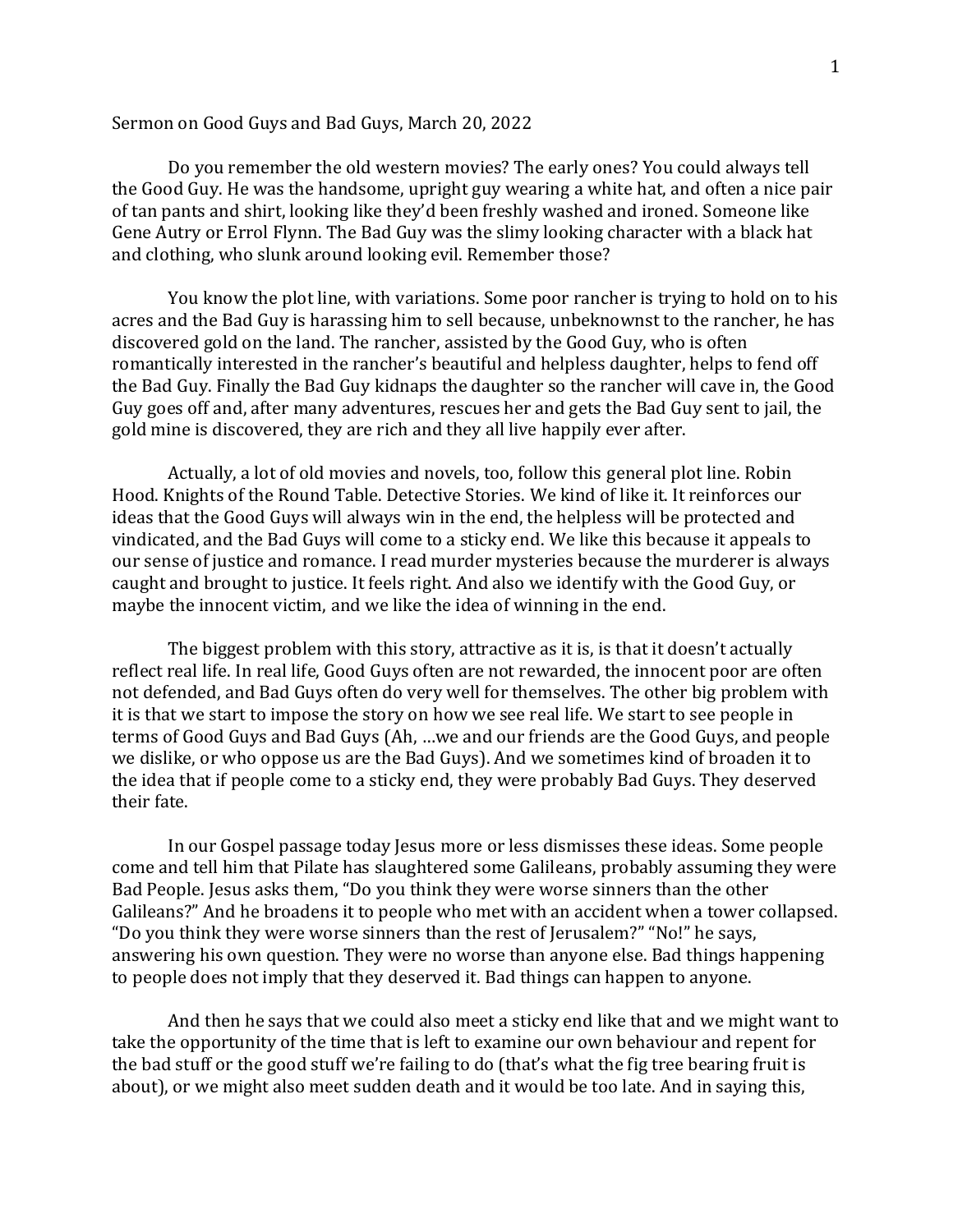Sermon on Good Guys and Bad Guys, March 20, 2022

Do you remember the old western movies? The early ones? You could always tell the Good Guy. He was the handsome, upright guy wearing a white hat, and often a nice pair of tan pants and shirt, looking like they'd been freshly washed and ironed. Someone like Gene Autry or Errol Flynn. The Bad Guy was the slimy looking character with a black hat and clothing, who slunk around looking evil. Remember those?

You know the plot line, with variations. Some poor rancher is trying to hold on to his acres and the Bad Guy is harassing him to sell because, unbeknownst to the rancher, he has discovered gold on the land. The rancher, assisted by the Good Guy, who is often romantically interested in the rancher's beautiful and helpless daughter, helps to fend off the Bad Guy. Finally the Bad Guy kidnaps the daughter so the rancher will cave in, the Good Guy goes off and, after many adventures, rescues her and gets the Bad Guy sent to jail, the gold mine is discovered, they are rich and they all live happily ever after.

Actually, a lot of old movies and novels, too, follow this general plot line. Robin Hood. Knights of the Round Table. Detective Stories. We kind of like it. It reinforces our ideas that the Good Guys will always win in the end, the helpless will be protected and vindicated, and the Bad Guys will come to a sticky end. We like this because it appeals to our sense of justice and romance. I read murder mysteries because the murderer is always caught and brought to justice. It feels right. And also we identify with the Good Guy, or maybe the innocent victim, and we like the idea of winning in the end.

The biggest problem with this story, attractive as it is, is that it doesn't actually reflect real life. In real life, Good Guys often are not rewarded, the innocent poor are often not defended, and Bad Guys often do very well for themselves. The other big problem with it is that we start to impose the story on how we see real life. We start to see people in terms of Good Guys and Bad Guys (Ah, …we and our friends are the Good Guys, and people we dislike, or who oppose us are the Bad Guys). And we sometimes kind of broaden it to the idea that if people come to a sticky end, they were probably Bad Guys. They deserved their fate.

In our Gospel passage today Jesus more or less dismisses these ideas. Some people come and tell him that Pilate has slaughtered some Galileans, probably assuming they were Bad People. Jesus asks them, "Do you think they were worse sinners than the other Galileans?" And he broadens it to people who met with an accident when a tower collapsed. "Do you think they were worse sinners than the rest of Jerusalem?" "No!" he says, answering his own question. They were no worse than anyone else. Bad things happening to people does not imply that they deserved it. Bad things can happen to anyone.

And then he says that we could also meet a sticky end like that and we might want to take the opportunity of the time that is left to examine our own behaviour and repent for the bad stuff or the good stuff we're failing to do (that's what the fig tree bearing fruit is about), or we might also meet sudden death and it would be too late. And in saying this,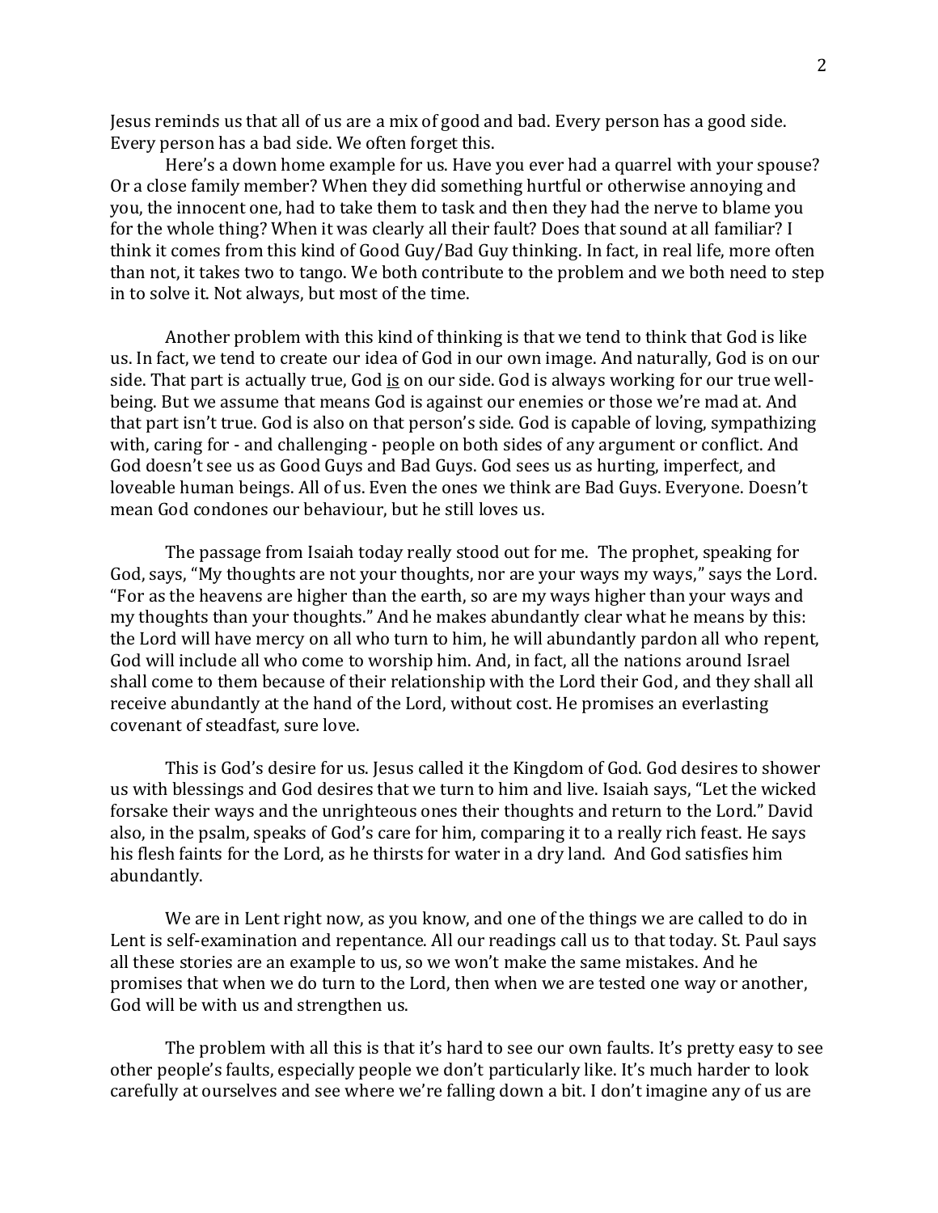Jesus reminds us that all of us are a mix of good and bad. Every person has a good side. Every person has a bad side. We often forget this.

Here's a down home example for us. Have you ever had a quarrel with your spouse? Or a close family member? When they did something hurtful or otherwise annoying and you, the innocent one, had to take them to task and then they had the nerve to blame you for the whole thing? When it was clearly all their fault? Does that sound at all familiar? I think it comes from this kind of Good Guy/Bad Guy thinking. In fact, in real life, more often than not, it takes two to tango. We both contribute to the problem and we both need to step in to solve it. Not always, but most of the time.

Another problem with this kind of thinking is that we tend to think that God is like us. In fact, we tend to create our idea of God in our own image. And naturally, God is on our side. That part is actually true, God <u>is</u> on our side. God is always working for our true well-being. But we assume that means God is against our enemies or those we're mad at. And that part isn't true. God is also on that person's side. God is capable of loving, sympathizing with, caring for - and challenging - people on both sides of any argument or conflict. And God doesn't see us as Good Guys and Bad Guys. God sees us as hurting, imperfect, and loveable human beings. All of us. Even the ones we think are Bad Guys. Everyone. Doesn't mean God condones our behaviour, but he still loves us.

The passage from Isaiah today really stood out for me. The prophet, speaking for God, says, "My thoughts are not your thoughts, nor are your ways my ways," says the Lord. "For as the heavens are higher than the earth, so are my ways higher than your ways and my thoughts than your thoughts." And he makes abundantly clear what he means by this: the Lord will have mercy on all who turn to him, he will abundantly pardon all who repent, God will include all who come to worship him. And, in fact, all the nations around Israel shall come to them because of their relationship with the Lord their God, and they shall all receive abundantly at the hand of the Lord, without cost. He promises an everlasting covenant of steadfast, sure love.

This is God's desire for us. Jesus called it the Kingdom of God. God desires to shower us with blessings and God desires that we turn to him and live. Isaiah says, "Let the wicked forsake their ways and the unrighteous ones their thoughts and return to the Lord." David also, in the psalm, speaks of God's care for him, comparing it to a really rich feast. He says his flesh faints for the Lord, as he thirsts for water in a dry land. And God satisfies him abundantly.

We are in Lent right now, as you know, and one of the things we are called to do in Lent is self-examination and repentance. All our readings call us to that today. St. Paul says all these stories are an example to us, so we won't make the same mistakes. And he promises that when we do turn to the Lord, then when we are tested one way or another, God will be with us and strengthen us.

The problem with all this is that it's hard to see our own faults. It's pretty easy to see other people's faults, especially people we don't particularly like. It's much harder to look carefully at ourselves and see where we're falling down a bit. I don't imagine any of us are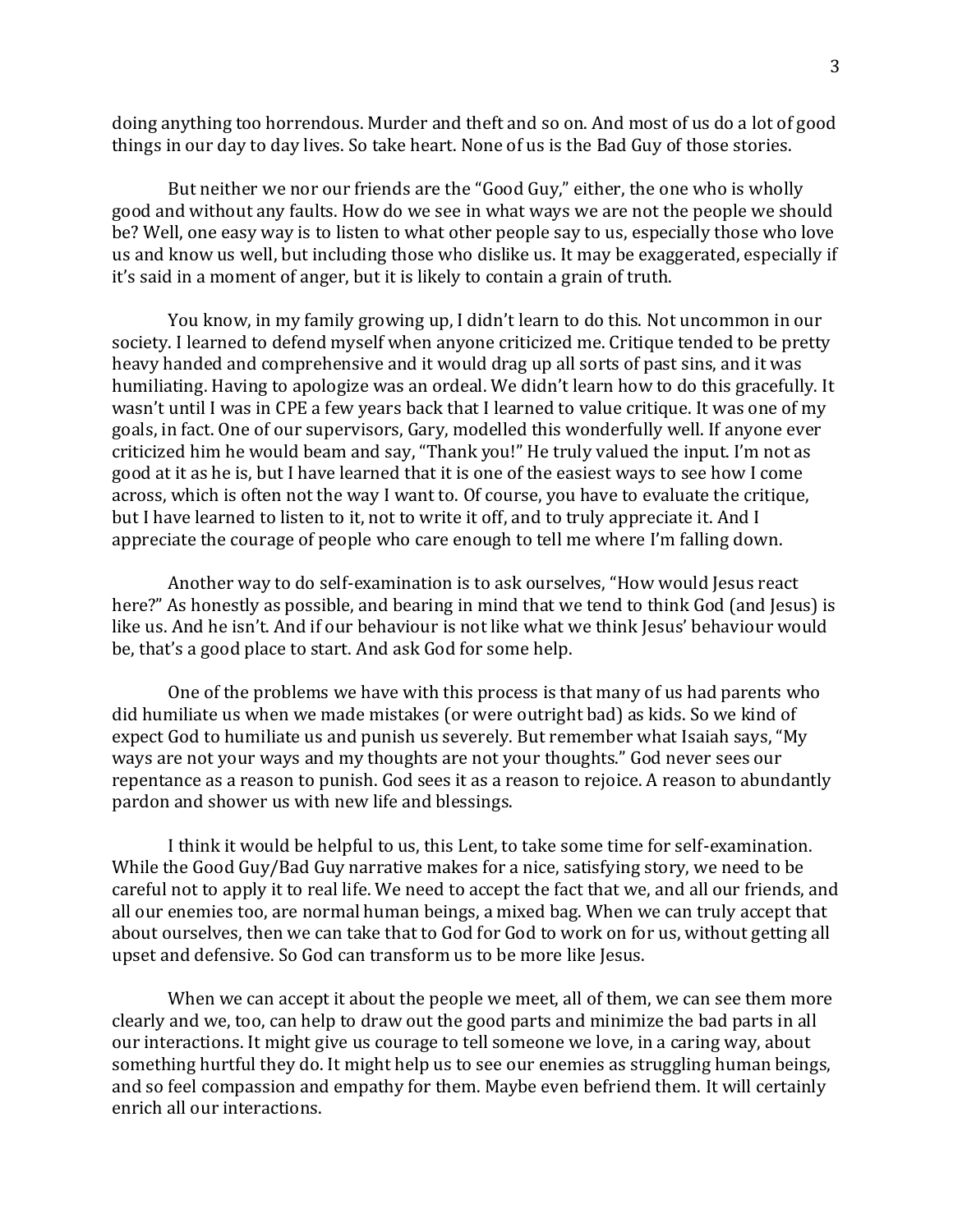doing anything too horrendous. Murder and theft and so on. And most of us do a lot of good things in our day to day lives. So take heart. None of us is the Bad Guy of those stories.

But neither we nor our friends are the "Good Guy," either, the one who is wholly good and without any faults. How do we see in what ways we are not the people we should be? Well, one easy way is to listen to what other people say to us, especially those who love us and know us well, but including those who dislike us. It may be exaggerated, especially if it's said in a moment of anger, but it is likely to contain a grain of truth.

You know, in my family growing up, I didn't learn to do this. Not uncommon in our society. I learned to defend myself when anyone criticized me. Critique tended to be pretty heavy handed and comprehensive and it would drag up all sorts of past sins, and it was humiliating. Having to apologize was an ordeal. We didn't learn how to do this gracefully. It wasn't until I was in CPE a few years back that I learned to value critique. It was one of my goals, in fact. One of our supervisors, Gary, modelled this wonderfully well. If anyone ever criticized him he would beam and say, "Thank you!" He truly valued the input. I'm not as good at it as he is, but I have learned that it is one of the easiest ways to see how I come across, which is often not the way I want to. Of course, you have to evaluate the critique, but I have learned to listen to it, not to write it off, and to truly appreciate it. And I appreciate the courage of people who care enough to tell me where I'm falling down.

Another way to do self-examination is to ask ourselves, "How would Jesus react here?" As honestly as possible, and bearing in mind that we tend to think God (and Jesus) is like us. And he isn't. And if our behaviour is not like what we think Jesus' behaviour would be, that's a good place to start. And ask God for some help.

One of the problems we have with this process is that many of us had parents who did humiliate us when we made mistakes (or were outright bad) as kids. So we kind of expect God to humiliate us and punish us severely. But remember what Isaiah says, "My ways are not your ways and my thoughts are not your thoughts." God never sees our repentance as a reason to punish. God sees it as a reason to rejoice. A reason to abundantly pardon and shower us with new life and blessings.

I think it would be helpful to us, this Lent, to take some time for self-examination. While the Good Guy/Bad Guy narrative makes for a nice, satisfying story, we need to be careful not to apply it to real life. We need to accept the fact that we, and all our friends, and all our enemies too, are normal human beings, a mixed bag. When we can truly accept that about ourselves, then we can take that to God for God to work on for us, without getting all upset and defensive. So God can transform us to be more like Jesus.

When we can accept it about the people we meet, all of them, we can see them more clearly and we, too, can help to draw out the good parts and minimize the bad parts in all our interactions. It might give us courage to tell someone we love, in a caring way, about something hurtful they do. It might help us to see our enemies as struggling human beings, and so feel compassion and empathy for them. Maybe even befriend them. It will certainly enrich all our interactions.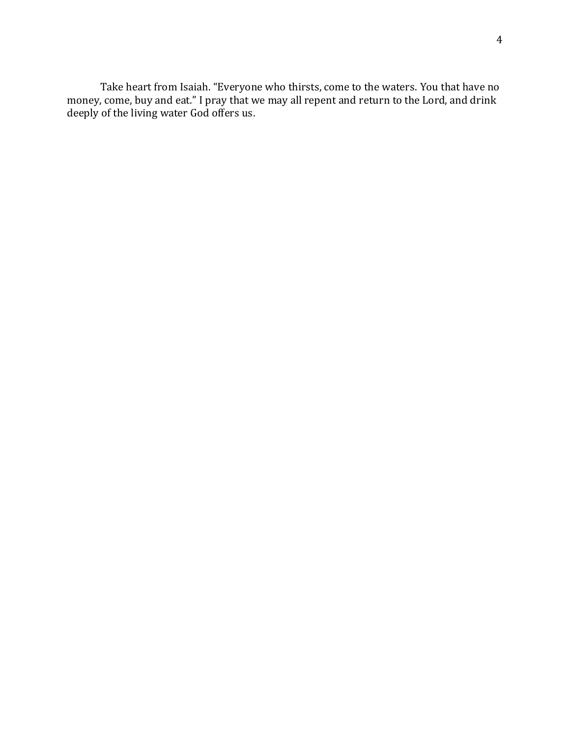Take heart from Isaiah. "Everyone who thirsts, come to the waters. You that have no money, come, buy and eat." I pray that we may all repent and return to the Lord, and drink deeply of the living water God offers us.